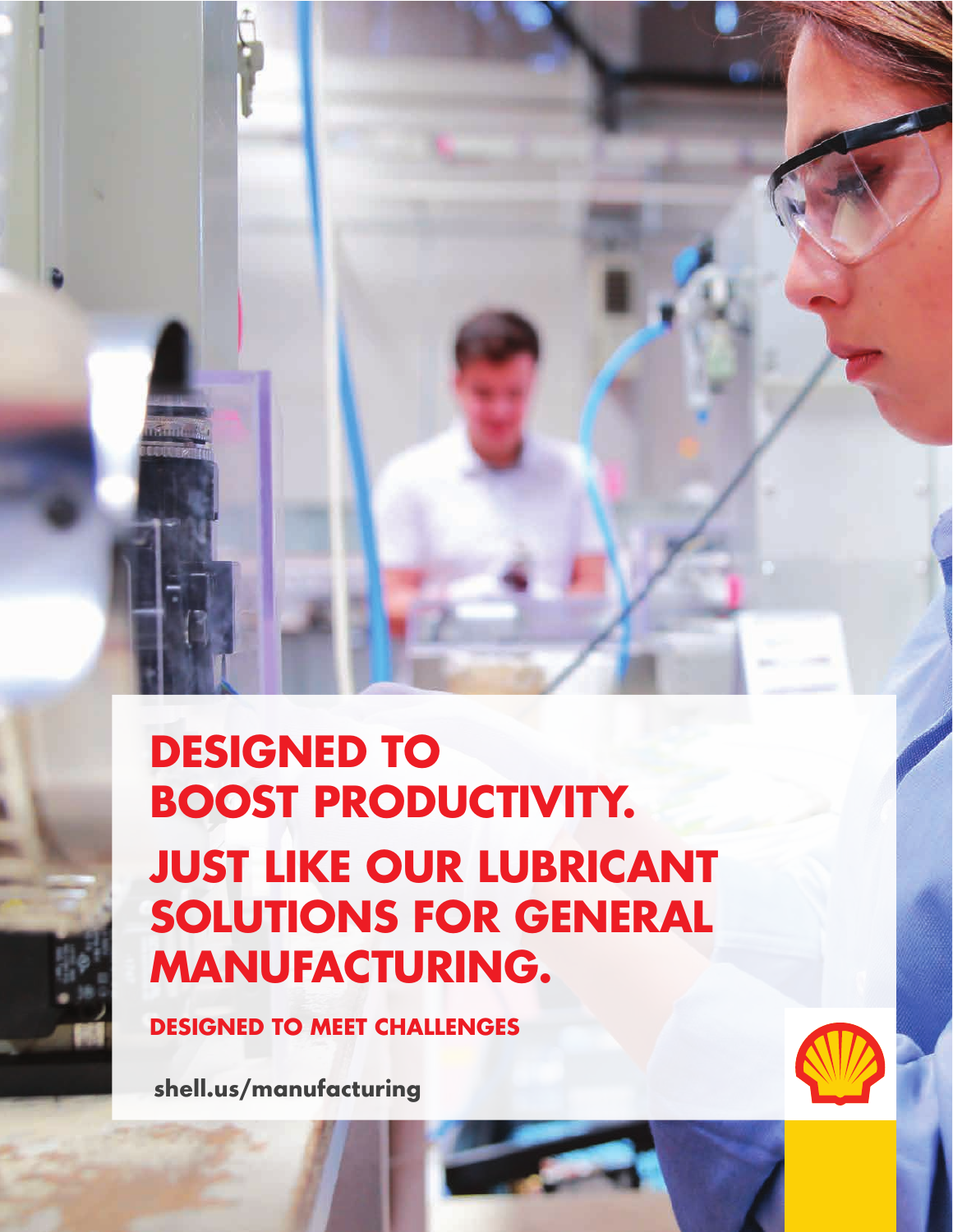# DESIGNED TO BOOST PRODUCTIVITY.

## JUST LIKE OUR LUBRICANT SOLUTIONS FOR GENERAL MANUFACTURING.

**DESIGNED TO MEET CHALLENGES**

**shell.us/manufacturing**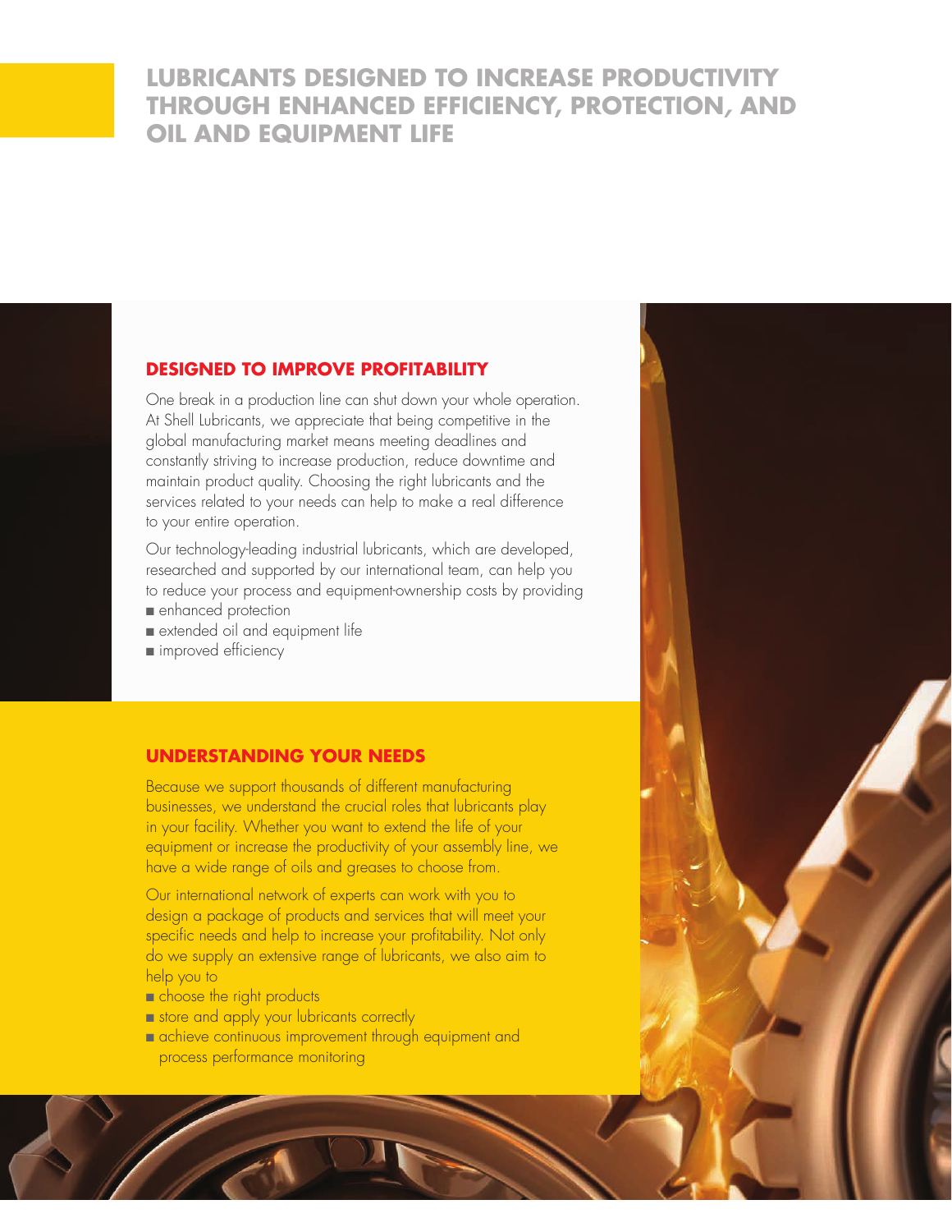# LUBRICANTS DESIGNED TO INCREASE PRODUCTIVITY THROUGH ENHANCED EFFICIENCY, PROTECTION, AND OIL AND EQUIPMENT LIFE

## DESIGNED TO IMPROVE PROFITABILITY

One break in a production line can shut down your whole operation. At Shell Lubricants, we appreciate that being competitive in the global manufacturing market means meeting deadlines and constantly striving to increase production, reduce downtime and maintain product quality. Choosing the right lubricants and the services related to your needs can help to make a real difference to your entire operation.

Our technology-leading industrial lubricants, which are developed, researched and supported by our international team, can help you to reduce your process and equipment-ownership costs by providing

- enhanced protection
- extended oil and equipment life
- improved efficiency

## UNDERSTANDING YOUR NEEDS

Because we support thousands of different manufacturing businesses, we understand the crucial roles that lubricants play in your facility. Whether you want to extend the life of your equipment or increase the productivity of your assembly line, we have a wide range of oils and greases to choose from.

Our international network of experts can work with you to design a package of products and services that will meet your specific needs and help to increase your profitability. Not only do we supply an extensive range of lubricants, we also aim to help you to

- choose the right products
- store and apply your lubricants correctly
- achieve continuous improvement through equipment and process performance monitoring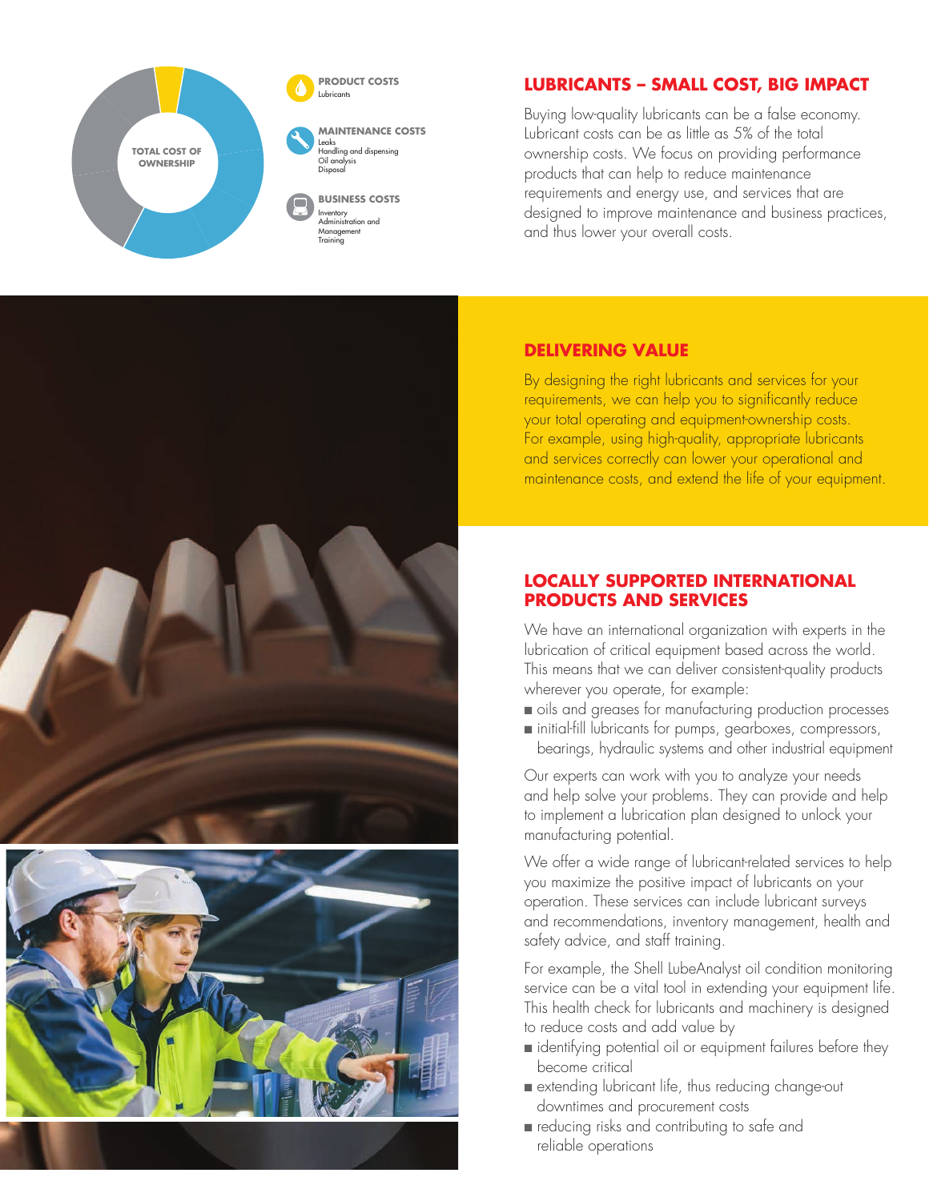TOTAL COST OF OWNERSHIP

**PRODUCT COSTS**
Lubricants

**MAINTENANCE COSTS**
Leaks
Handling and dispensing
Oil analysis
Disposal

**BUSINESS COSTS**
Inventory
Administration and Management
Training

## LUBRICANTS – SMALL COST, BIG IMPACT

Buying low-quality lubricants can be a false economy. Lubricant costs can be as little as 5% of the total ownership costs. We focus on providing performance products that can help to reduce maintenance requirements and energy use, and services that are designed to improve maintenance and business practices, and thus lower your overall costs.

## DELIVERING VALUE

By designing the right lubricants and services for your requirements, we can help you to significantly reduce your total operating and equipment-ownership costs. For example, using high-quality, appropriate lubricants and services correctly can lower your operational and maintenance costs, and extend the life of your equipment.

## LOCALLY SUPPORTED INTERNATIONAL PRODUCTS AND SERVICES

We have an international organization with experts in the lubrication of critical equipment based across the world. This means that we can deliver consistent-quality products wherever you operate, for example:

- oils and greases for manufacturing production processes
- initial-fill lubricants for pumps, gearboxes, compressors, bearings, hydraulic systems and other industrial equipment

Our experts can work with you to analyze your needs and help solve your problems. They can provide and help to implement a lubrication plan designed to unlock your manufacturing potential.

We offer a wide range of lubricant-related services to help you maximize the positive impact of lubricants on your operation. These services can include lubricant surveys and recommendations, inventory management, health and safety advice, and staff training.

For example, the Shell LubeAnalyst oil condition monitoring service can be a vital tool in extending your equipment life. This health check for lubricants and machinery is designed to reduce costs and add value by

- identifying potential oil or equipment failures before they become critical
- extending lubricant life, thus reducing change-out downtimes and procurement costs
- reducing risks and contributing to safe and reliable operations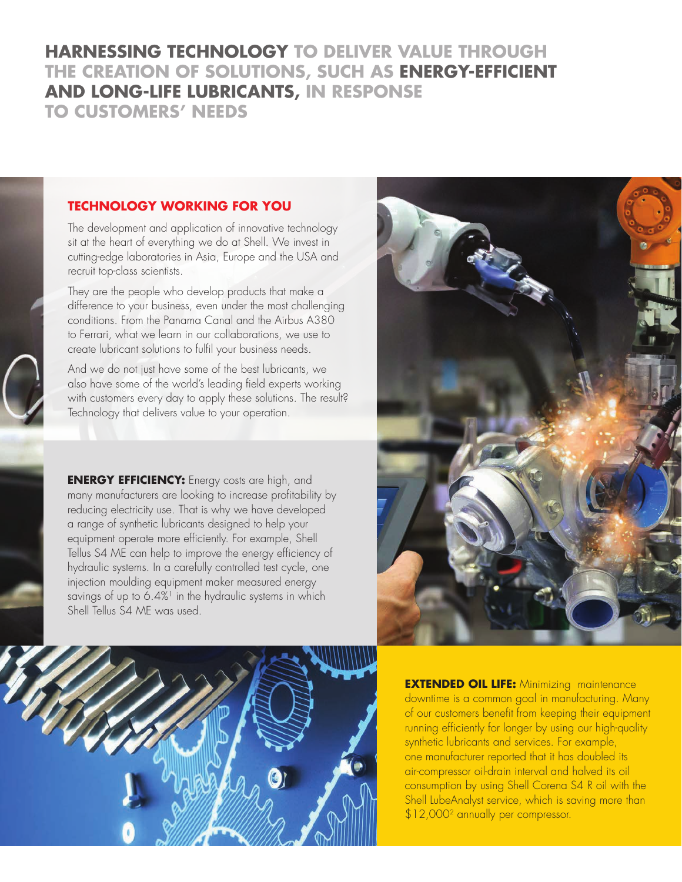# HARNESSING TECHNOLOGY TO DELIVER VALUE THROUGH THE CREATION OF SOLUTIONS, SUCH AS ENERGY-EFFICIENT AND LONG-LIFE LUBRICANTS, IN RESPONSE TO CUSTOMERS' NEEDS

## TECHNOLOGY WORKING FOR YOU

The development and application of innovative technology sit at the heart of everything we do at Shell. We invest in cutting-edge laboratories in Asia, Europe and the USA and recruit top-class scientists.

They are the people who develop products that make a difference to your business, even under the most challenging conditions. From the Panama Canal and the Airbus A380 to Ferrari, what we learn in our collaborations, we use to create lubricant solutions to fulfil your business needs.

And we do not just have some of the best lubricants, we also have some of the world's leading field experts working with customers every day to apply these solutions. The result? Technology that delivers value to your operation.

**ENERGY EFFICIENCY:** Energy costs are high, and many manufacturers are looking to increase profitability by reducing electricity use. That is why we have developed a range of synthetic lubricants designed to help your equipment operate more efficiently. For example, Shell Tellus S4 ME can help to improve the energy efficiency of hydraulic systems. In a carefully controlled test cycle, one injection moulding equipment maker measured energy savings of up to 6.4%[1] in the hydraulic systems in which Shell Tellus S4 ME was used.

**EXTENDED OIL LIFE:** Minimizing maintenance downtime is a common goal in manufacturing. Many of our customers benefit from keeping their equipment running efficiently for longer by using our high-quality synthetic lubricants and services. For example, one manufacturer reported that it has doubled its air-compressor oil-drain interval and halved its oil consumption by using Shell Corena S4 R oil with the Shell LubeAnalyst service, which is saving more than $12,000[2] annually per compressor.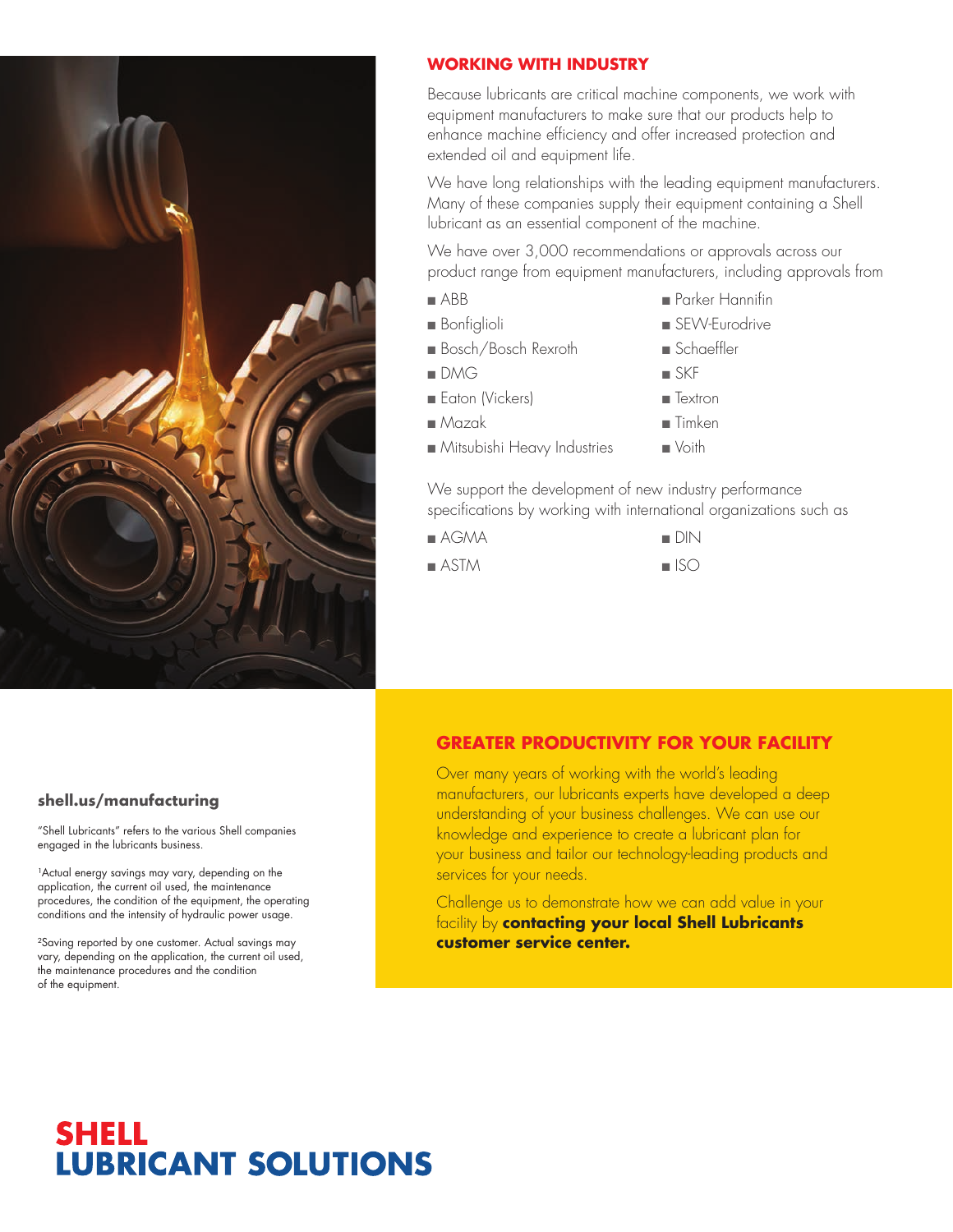## WORKING WITH INDUSTRY

Because lubricants are critical machine components, we work with equipment manufacturers to make sure that our products help to enhance machine efficiency and offer increased protection and extended oil and equipment life.

We have long relationships with the leading equipment manufacturers. Many of these companies supply their equipment containing a Shell lubricant as an essential component of the machine.

We have over 3,000 recommendations or approvals across our product range from equipment manufacturers, including approvals from

- ABB
- Bonfiglioli
- Bosch/Bosch Rexroth
- DMG
- Eaton (Vickers)
- Mazak
- Mitsubishi Heavy Industries
- Parker Hannifin
- SEW-Eurodrive
- Schaeffler
- SKF
- Textron
- Timken
- Voith

We support the development of new industry performance specifications by working with international organizations such as

- AGMA
- ASTM
- DIN
- ISO

## GREATER PRODUCTIVITY FOR YOUR FACILITY

Over many years of working with the world's leading manufacturers, our lubricants experts have developed a deep understanding of your business challenges. We can use our knowledge and experience to create a lubricant plan for your business and tailor our technology-leading products and services for your needs.

Challenge us to demonstrate how we can add value in your facility by **contacting your local Shell Lubricants customer service center.**

**shell.us/manufacturing**

"Shell Lubricants" refers to the various Shell companies engaged in the lubricants business.

[1]Actual energy savings may vary, depending on the application, the current oil used, the maintenance procedures, the condition of the equipment, the operating conditions and the intensity of hydraulic power usage.

[2]Saving reported by one customer. Actual savings may vary, depending on the application, the current oil used, the maintenance procedures and the condition of the equipment.

**SHELL LUBRICANT SOLUTIONS**